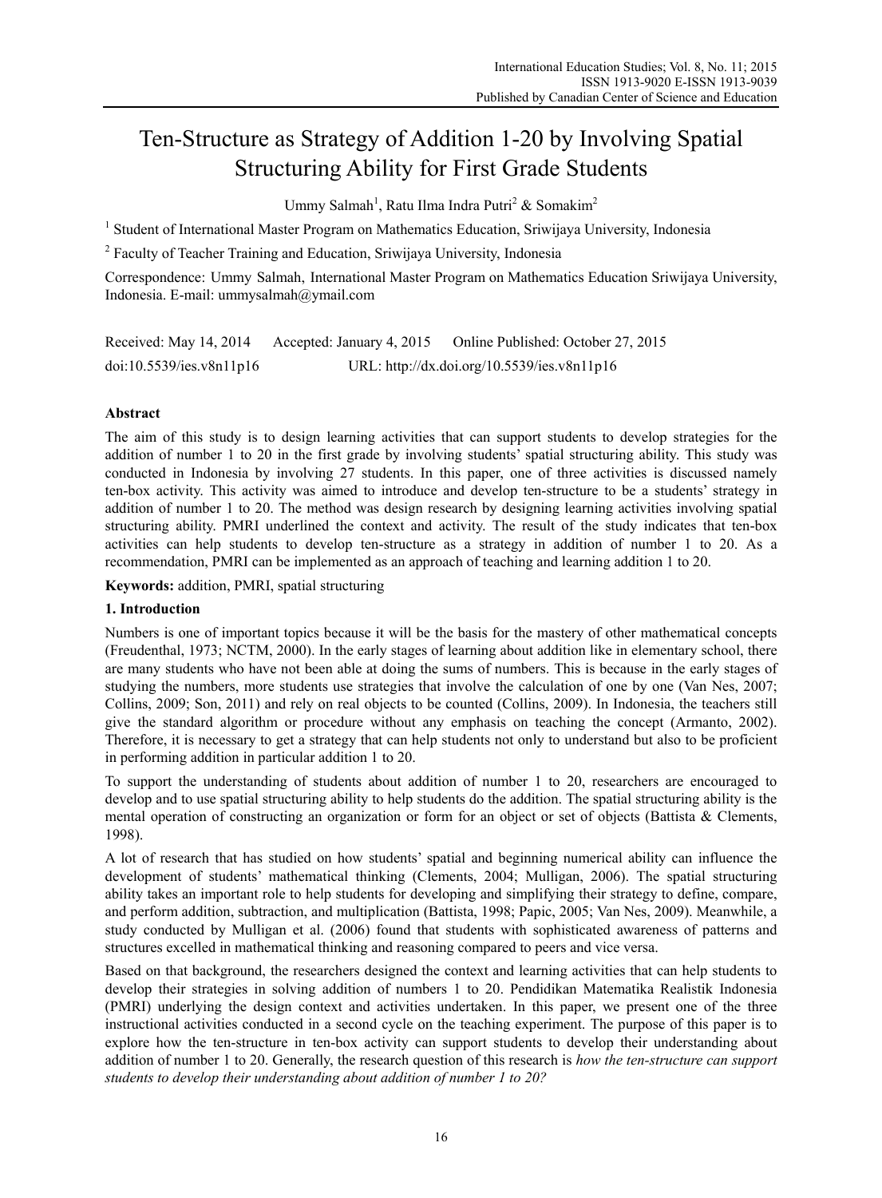# Ten-Structure as Strategy of Addition 1-20 by Involving Spatial Structuring Ability for First Grade Students

Ummy Salmah[1], Ratu Ilma Indra Putri[2] & Somakim[2]

[1] Student of International Master Program on Mathematics Education, Sriwijaya University, Indonesia

[2] Faculty of Teacher Training and Education, Sriwijaya University, Indonesia

Correspondence: Ummy Salmah, International Master Program on Mathematics Education Sriwijaya University, Indonesia. E-mail: ummysalmah@ymail.com

Received: May 14, 2014 Accepted: January 4, 2015 Online Published: October 27, 2015

doi:10.5539/ies.v8n11p16 URL: http://dx.doi.org/10.5539/ies.v8n11p16

## Abstract

The aim of this study is to design learning activities that can support students to develop strategies for the addition of number 1 to 20 in the first grade by involving students' spatial structuring ability. This study was conducted in Indonesia by involving 27 students. In this paper, one of three activities is discussed namely ten-box activity. This activity was aimed to introduce and develop ten-structure to be a students' strategy in addition of number 1 to 20. The method was design research by designing learning activities involving spatial structuring ability. PMRI underlined the context and activity. The result of the study indicates that ten-box activities can help students to develop ten-structure as a strategy in addition of number 1 to 20. As a recommendation, PMRI can be implemented as an approach of teaching and learning addition 1 to 20.

**Keywords:** addition, PMRI, spatial structuring

## 1. Introduction

Numbers is one of important topics because it will be the basis for the mastery of other mathematical concepts (Freudenthal, 1973; NCTM, 2000). In the early stages of learning about addition like in elementary school, there are many students who have not been able at doing the sums of numbers. This is because in the early stages of studying the numbers, more students use strategies that involve the calculation of one by one (Van Nes, 2007; Collins, 2009; Son, 2011) and rely on real objects to be counted (Collins, 2009). In Indonesia, the teachers still give the standard algorithm or procedure without any emphasis on teaching the concept (Armanto, 2002). Therefore, it is necessary to get a strategy that can help students not only to understand but also to be proficient in performing addition in particular addition 1 to 20.

To support the understanding of students about addition of number 1 to 20, researchers are encouraged to develop and to use spatial structuring ability to help students do the addition. The spatial structuring ability is the mental operation of constructing an organization or form for an object or set of objects (Battista & Clements, 1998).

A lot of research that has studied on how students' spatial and beginning numerical ability can influence the development of students' mathematical thinking (Clements, 2004; Mulligan, 2006). The spatial structuring ability takes an important role to help students for developing and simplifying their strategy to define, compare, and perform addition, subtraction, and multiplication (Battista, 1998; Papic, 2005; Van Nes, 2009). Meanwhile, a study conducted by Mulligan et al. (2006) found that students with sophisticated awareness of patterns and structures excelled in mathematical thinking and reasoning compared to peers and vice versa.

Based on that background, the researchers designed the context and learning activities that can help students to develop their strategies in solving addition of numbers 1 to 20. Pendidikan Matematika Realistik Indonesia (PMRI) underlying the design context and activities undertaken. In this paper, we present one of the three instructional activities conducted in a second cycle on the teaching experiment. The purpose of this paper is to explore how the ten-structure in ten-box activity can support students to develop their understanding about addition of number 1 to 20. Generally, the research question of this research is *how the ten-structure can support students to develop their understanding about addition of number 1 to 20?*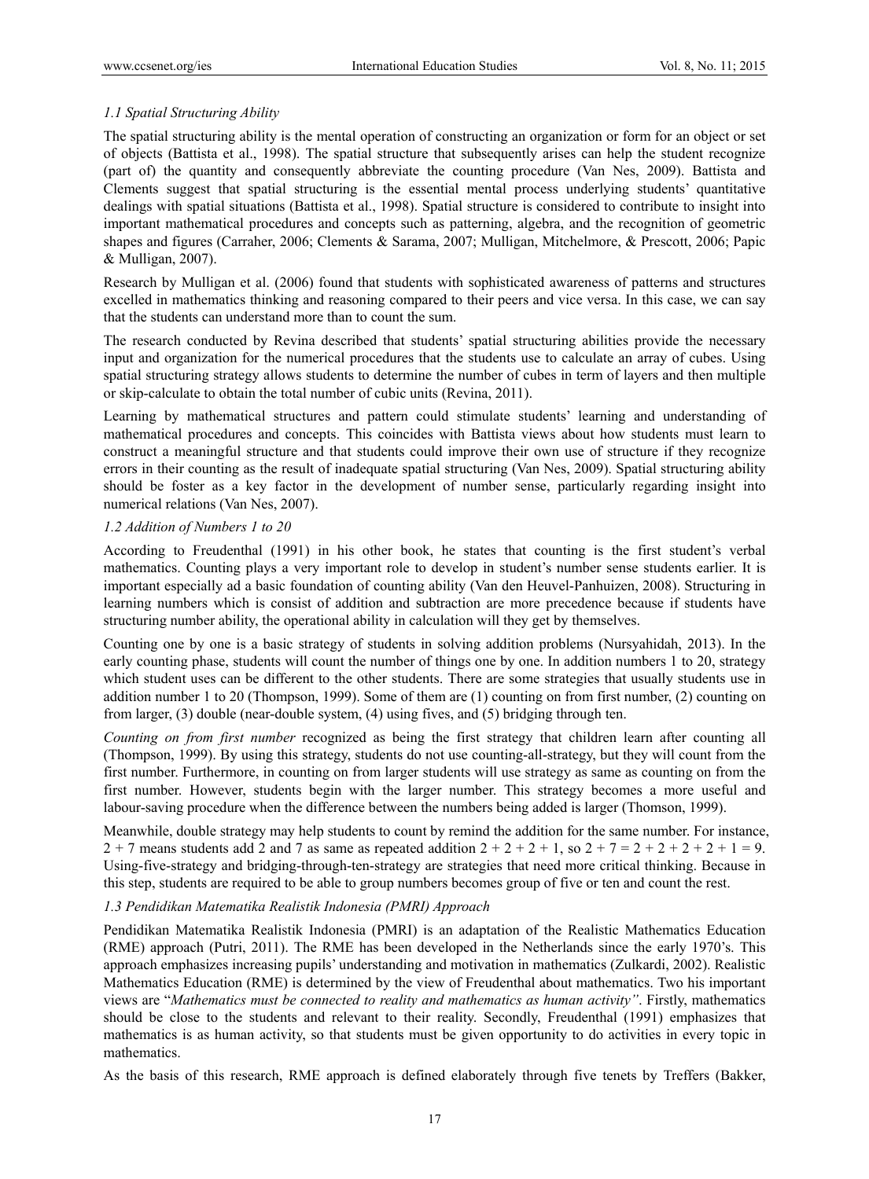### *1.1 Spatial Structuring Ability*

The spatial structuring ability is the mental operation of constructing an organization or form for an object or set of objects (Battista et al., 1998). The spatial structure that subsequently arises can help the student recognize (part of) the quantity and consequently abbreviate the counting procedure (Van Nes, 2009). Battista and Clements suggest that spatial structuring is the essential mental process underlying students' quantitative dealings with spatial situations (Battista et al., 1998). Spatial structure is considered to contribute to insight into important mathematical procedures and concepts such as patterning, algebra, and the recognition of geometric shapes and figures (Carraher, 2006; Clements & Sarama, 2007; Mulligan, Mitchelmore, & Prescott, 2006; Papic & Mulligan, 2007).

Research by Mulligan et al. (2006) found that students with sophisticated awareness of patterns and structures excelled in mathematics thinking and reasoning compared to their peers and vice versa. In this case, we can say that the students can understand more than to count the sum.

The research conducted by Revina described that students' spatial structuring abilities provide the necessary input and organization for the numerical procedures that the students use to calculate an array of cubes. Using spatial structuring strategy allows students to determine the number of cubes in term of layers and then multiple or skip-calculate to obtain the total number of cubic units (Revina, 2011).

Learning by mathematical structures and pattern could stimulate students' learning and understanding of mathematical procedures and concepts. This coincides with Battista views about how students must learn to construct a meaningful structure and that students could improve their own use of structure if they recognize errors in their counting as the result of inadequate spatial structuring (Van Nes, 2009). Spatial structuring ability should be foster as a key factor in the development of number sense, particularly regarding insight into numerical relations (Van Nes, 2007).

### *1.2 Addition of Numbers 1 to 20*

According to Freudenthal (1991) in his other book, he states that counting is the first student's verbal mathematics. Counting plays a very important role to develop in student's number sense students earlier. It is important especially ad a basic foundation of counting ability (Van den Heuvel-Panhuizen, 2008). Structuring in learning numbers which is consist of addition and subtraction are more precedence because if students have structuring number ability, the operational ability in calculation will they get by themselves.

Counting one by one is a basic strategy of students in solving addition problems (Nursyahidah, 2013). In the early counting phase, students will count the number of things one by one. In addition numbers 1 to 20, strategy which student uses can be different to the other students. There are some strategies that usually students use in addition number 1 to 20 (Thompson, 1999). Some of them are (1) counting on from first number, (2) counting on from larger, (3) double (near-double system, (4) using fives, and (5) bridging through ten.

*Counting on from first number* recognized as being the first strategy that children learn after counting all (Thompson, 1999). By using this strategy, students do not use counting-all-strategy, but they will count from the first number. Furthermore, in counting on from larger students will use strategy as same as counting on from the first number. However, students begin with the larger number. This strategy becomes a more useful and labour-saving procedure when the difference between the numbers being added is larger (Thomson, 1999).

Meanwhile, double strategy may help students to count by remind the addition for the same number. For instance, $2 + 7$ means students add 2 and 7 as same as repeated addition $2 + 2 + 2 + 1$, so $2 + 7 = 2 + 2 + 2 + 2 + 1 = 9$. Using-five-strategy and bridging-through-ten-strategy are strategies that need more critical thinking. Because in this step, students are required to be able to group numbers becomes group of five or ten and count the rest.

### *1.3 Pendidikan Matematika Realistik Indonesia (PMRI) Approach*

Pendidikan Matematika Realistik Indonesia (PMRI) is an adaptation of the Realistic Mathematics Education (RME) approach (Putri, 2011). The RME has been developed in the Netherlands since the early 1970's. This approach emphasizes increasing pupils' understanding and motivation in mathematics (Zulkardi, 2002). Realistic Mathematics Education (RME) is determined by the view of Freudenthal about mathematics. Two his important views are "*Mathematics must be connected to reality and mathematics as human activity"*. Firstly, mathematics should be close to the students and relevant to their reality. Secondly, Freudenthal (1991) emphasizes that mathematics is as human activity, so that students must be given opportunity to do activities in every topic in mathematics.

As the basis of this research, RME approach is defined elaborately through five tenets by Treffers (Bakker,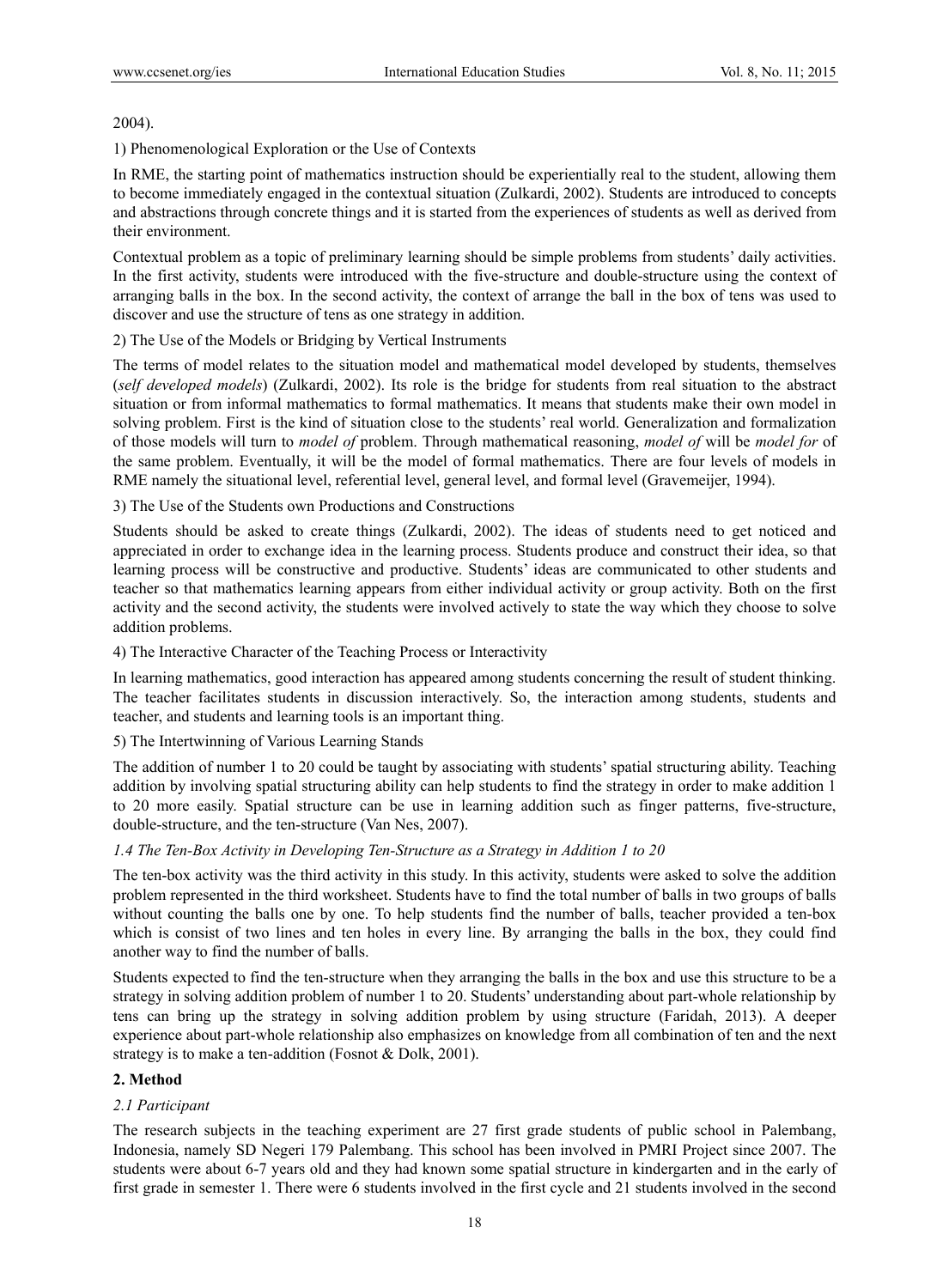2004).

1) Phenomenological Exploration or the Use of Contexts

In RME, the starting point of mathematics instruction should be experientially real to the student, allowing them to become immediately engaged in the contextual situation (Zulkardi, 2002). Students are introduced to concepts and abstractions through concrete things and it is started from the experiences of students as well as derived from their environment.

Contextual problem as a topic of preliminary learning should be simple problems from students' daily activities. In the first activity, students were introduced with the five-structure and double-structure using the context of arranging balls in the box. In the second activity, the context of arrange the ball in the box of tens was used to discover and use the structure of tens as one strategy in addition.

2) The Use of the Models or Bridging by Vertical Instruments

The terms of model relates to the situation model and mathematical model developed by students, themselves (*self developed models*) (Zulkardi, 2002). Its role is the bridge for students from real situation to the abstract situation or from informal mathematics to formal mathematics. It means that students make their own model in solving problem. First is the kind of situation close to the students' real world. Generalization and formalization of those models will turn to *model of* problem. Through mathematical reasoning, *model of* will be *model for* of the same problem. Eventually, it will be the model of formal mathematics. There are four levels of models in RME namely the situational level, referential level, general level, and formal level (Gravemeijer, 1994).

3) The Use of the Students own Productions and Constructions

Students should be asked to create things (Zulkardi, 2002). The ideas of students need to get noticed and appreciated in order to exchange idea in the learning process. Students produce and construct their idea, so that learning process will be constructive and productive. Students' ideas are communicated to other students and teacher so that mathematics learning appears from either individual activity or group activity. Both on the first activity and the second activity, the students were involved actively to state the way which they choose to solve addition problems.

4) The Interactive Character of the Teaching Process or Interactivity

In learning mathematics, good interaction has appeared among students concerning the result of student thinking. The teacher facilitates students in discussion interactively. So, the interaction among students, students and teacher, and students and learning tools is an important thing.

5) The Intertwinning of Various Learning Stands

The addition of number 1 to 20 could be taught by associating with students' spatial structuring ability. Teaching addition by involving spatial structuring ability can help students to find the strategy in order to make addition 1 to 20 more easily. Spatial structure can be use in learning addition such as finger patterns, five-structure, double-structure, and the ten-structure (Van Nes, 2007).

### *1.4 The Ten-Box Activity in Developing Ten-Structure as a Strategy in Addition 1 to 20*

The ten-box activity was the third activity in this study. In this activity, students were asked to solve the addition problem represented in the third worksheet. Students have to find the total number of balls in two groups of balls without counting the balls one by one. To help students find the number of balls, teacher provided a ten-box which is consist of two lines and ten holes in every line. By arranging the balls in the box, they could find another way to find the number of balls.

Students expected to find the ten-structure when they arranging the balls in the box and use this structure to be a strategy in solving addition problem of number 1 to 20. Students' understanding about part-whole relationship by tens can bring up the strategy in solving addition problem by using structure (Faridah, 2013). A deeper experience about part-whole relationship also emphasizes on knowledge from all combination of ten and the next strategy is to make a ten-addition (Fosnot & Dolk, 2001).

## **2. Method**

### *2.1 Participant*

The research subjects in the teaching experiment are 27 first grade students of public school in Palembang, Indonesia, namely SD Negeri 179 Palembang. This school has been involved in PMRI Project since 2007. The students were about 6-7 years old and they had known some spatial structure in kindergarten and in the early of first grade in semester 1. There were 6 students involved in the first cycle and 21 students involved in the second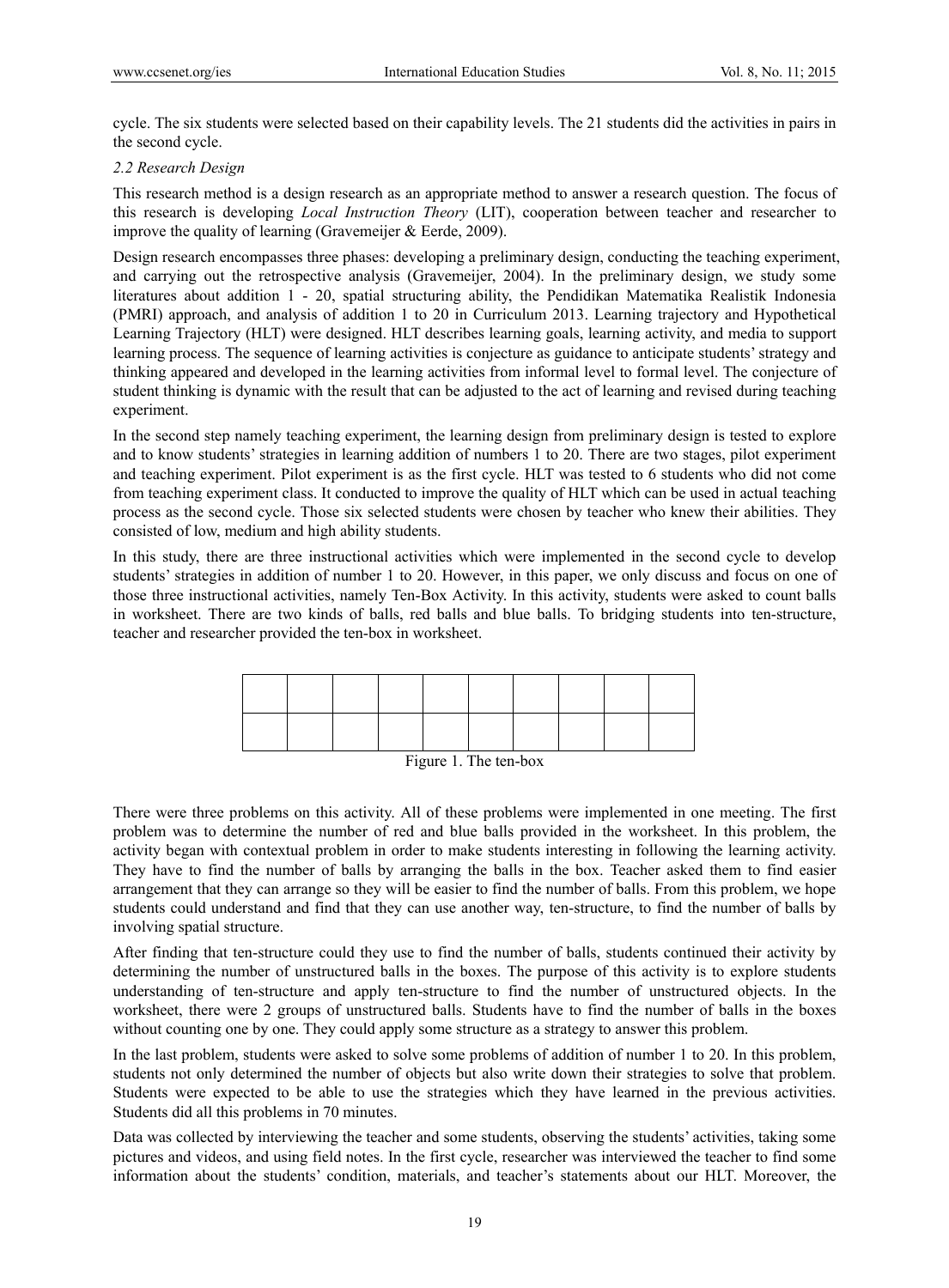cycle. The six students were selected based on their capability levels. The 21 students did the activities in pairs in the second cycle.

### *2.2 Research Design*

This research method is a design research as an appropriate method to answer a research question. The focus of this research is developing *Local Instruction Theory* (LIT), cooperation between teacher and researcher to improve the quality of learning (Gravemeijer & Eerde, 2009).

Design research encompasses three phases: developing a preliminary design, conducting the teaching experiment, and carrying out the retrospective analysis (Gravemeijer, 2004). In the preliminary design, we study some literatures about addition 1 - 20, spatial structuring ability, the Pendidikan Matematika Realistik Indonesia (PMRI) approach, and analysis of addition 1 to 20 in Curriculum 2013. Learning trajectory and Hypothetical Learning Trajectory (HLT) were designed. HLT describes learning goals, learning activity, and media to support learning process. The sequence of learning activities is conjecture as guidance to anticipate students' strategy and thinking appeared and developed in the learning activities from informal level to formal level. The conjecture of student thinking is dynamic with the result that can be adjusted to the act of learning and revised during teaching experiment.

In the second step namely teaching experiment, the learning design from preliminary design is tested to explore and to know students' strategies in learning addition of numbers 1 to 20. There are two stages, pilot experiment and teaching experiment. Pilot experiment is as the first cycle. HLT was tested to 6 students who did not come from teaching experiment class. It conducted to improve the quality of HLT which can be used in actual teaching process as the second cycle. Those six selected students were chosen by teacher who knew their abilities. They consisted of low, medium and high ability students.

In this study, there are three instructional activities which were implemented in the second cycle to develop students' strategies in addition of number 1 to 20. However, in this paper, we only discuss and focus on one of those three instructional activities, namely Ten-Box Activity. In this activity, students were asked to count balls in worksheet. There are two kinds of balls, red balls and blue balls. To bridging students into ten-structure, teacher and researcher provided the ten-box in worksheet.

| | | | | | | | | | |
|---|---|---|---|---|---|---|---|---|---|
| | | | | | | | | | |

Figure 1. The ten-box

There were three problems on this activity. All of these problems were implemented in one meeting. The first problem was to determine the number of red and blue balls provided in the worksheet. In this problem, the activity began with contextual problem in order to make students interesting in following the learning activity. They have to find the number of balls by arranging the balls in the box. Teacher asked them to find easier arrangement that they can arrange so they will be easier to find the number of balls. From this problem, we hope students could understand and find that they can use another way, ten-structure, to find the number of balls by involving spatial structure.

After finding that ten-structure could they use to find the number of balls, students continued their activity by determining the number of unstructured balls in the boxes. The purpose of this activity is to explore students understanding of ten-structure and apply ten-structure to find the number of unstructured objects. In the worksheet, there were 2 groups of unstructured balls. Students have to find the number of balls in the boxes without counting one by one. They could apply some structure as a strategy to answer this problem.

In the last problem, students were asked to solve some problems of addition of number 1 to 20. In this problem, students not only determined the number of objects but also write down their strategies to solve that problem. Students were expected to be able to use the strategies which they have learned in the previous activities. Students did all this problems in 70 minutes.

Data was collected by interviewing the teacher and some students, observing the students' activities, taking some pictures and videos, and using field notes. In the first cycle, researcher was interviewed the teacher to find some information about the students' condition, materials, and teacher's statements about our HLT. Moreover, the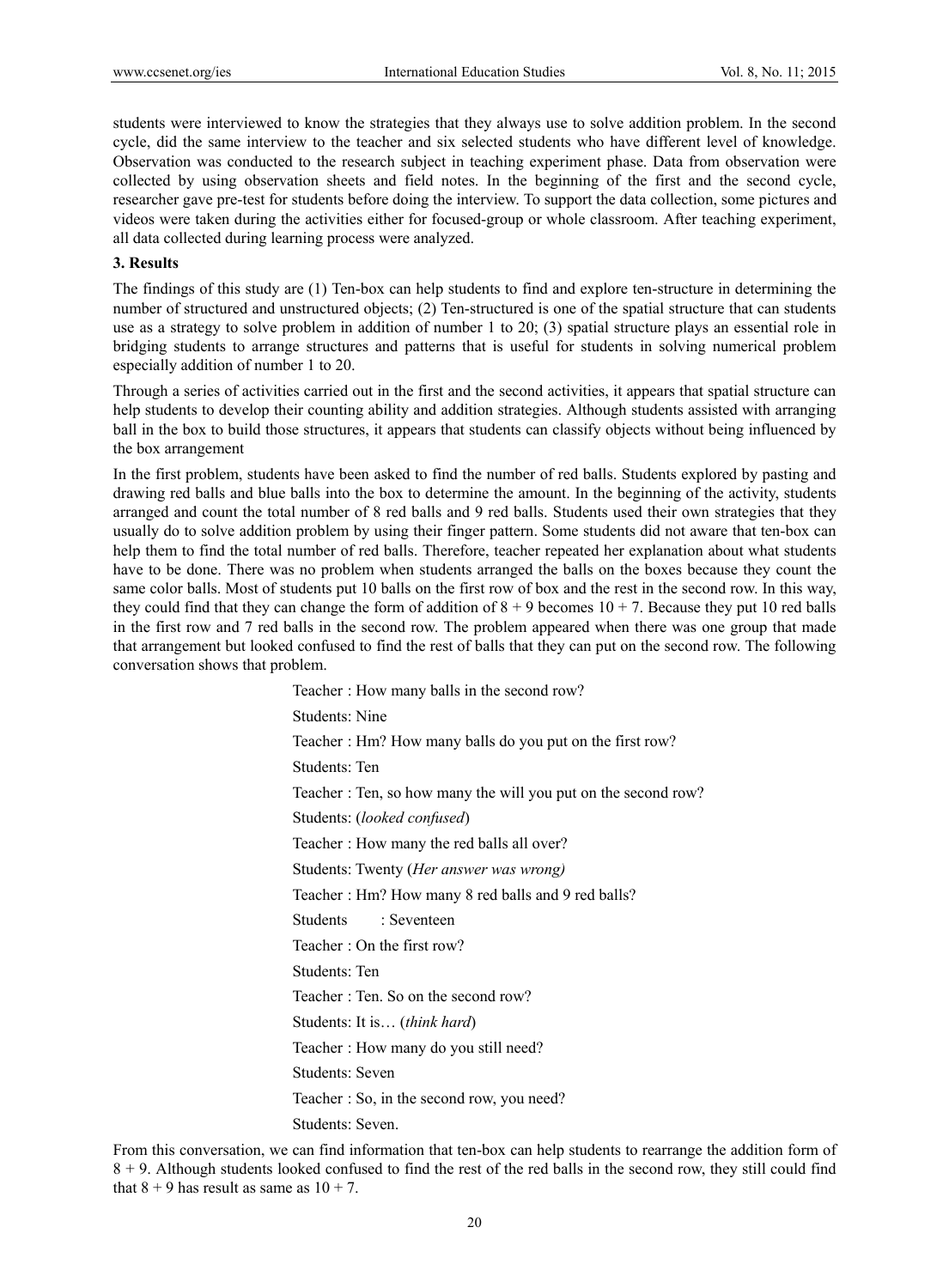students were interviewed to know the strategies that they always use to solve addition problem. In the second cycle, did the same interview to the teacher and six selected students who have different level of knowledge. Observation was conducted to the research subject in teaching experiment phase. Data from observation were collected by using observation sheets and field notes. In the beginning of the first and the second cycle, researcher gave pre-test for students before doing the interview. To support the data collection, some pictures and videos were taken during the activities either for focused-group or whole classroom. After teaching experiment, all data collected during learning process were analyzed.

## 3. Results

The findings of this study are (1) Ten-box can help students to find and explore ten-structure in determining the number of structured and unstructured objects; (2) Ten-structured is one of the spatial structure that can students use as a strategy to solve problem in addition of number 1 to 20; (3) spatial structure plays an essential role in bridging students to arrange structures and patterns that is useful for students in solving numerical problem especially addition of number 1 to 20.

Through a series of activities carried out in the first and the second activities, it appears that spatial structure can help students to develop their counting ability and addition strategies. Although students assisted with arranging ball in the box to build those structures, it appears that students can classify objects without being influenced by the box arrangement

In the first problem, students have been asked to find the number of red balls. Students explored by pasting and drawing red balls and blue balls into the box to determine the amount. In the beginning of the activity, students arranged and count the total number of 8 red balls and 9 red balls. Students used their own strategies that they usually do to solve addition problem by using their finger pattern. Some students did not aware that ten-box can help them to find the total number of red balls. Therefore, teacher repeated her explanation about what students have to be done. There was no problem when students arranged the balls on the boxes because they count the same color balls. Most of students put 10 balls on the first row of box and the rest in the second row. In this way, they could find that they can change the form of addition of $8 + 9$ becomes $10 + 7$. Because they put 10 red balls in the first row and 7 red balls in the second row. The problem appeared when there was one group that made that arrangement but looked confused to find the rest of balls that they can put on the second row. The following conversation shows that problem.

Teacher : How many balls in the second row?

Students: Nine

Teacher : Hm? How many balls do you put on the first row?

Students: Ten

Teacher : Ten, so how many the will you put on the second row?

Students: (*looked confused*)

Teacher : How many the red balls all over?

Students: Twenty (*Her answer was wrong)*

Teacher : Hm? How many 8 red balls and 9 red balls?

Students : Seventeen

Teacher : On the first row?

Students: Ten

Teacher : Ten. So on the second row?

Students: It is… (*think hard*)

Teacher : How many do you still need?

Students: Seven

Teacher : So, in the second row, you need?

Students: Seven.

From this conversation, we can find information that ten-box can help students to rearrange the addition form of $8 + 9$. Although students looked confused to find the rest of the red balls in the second row, they still could find that $8 + 9$ has result as same as $10 + 7$.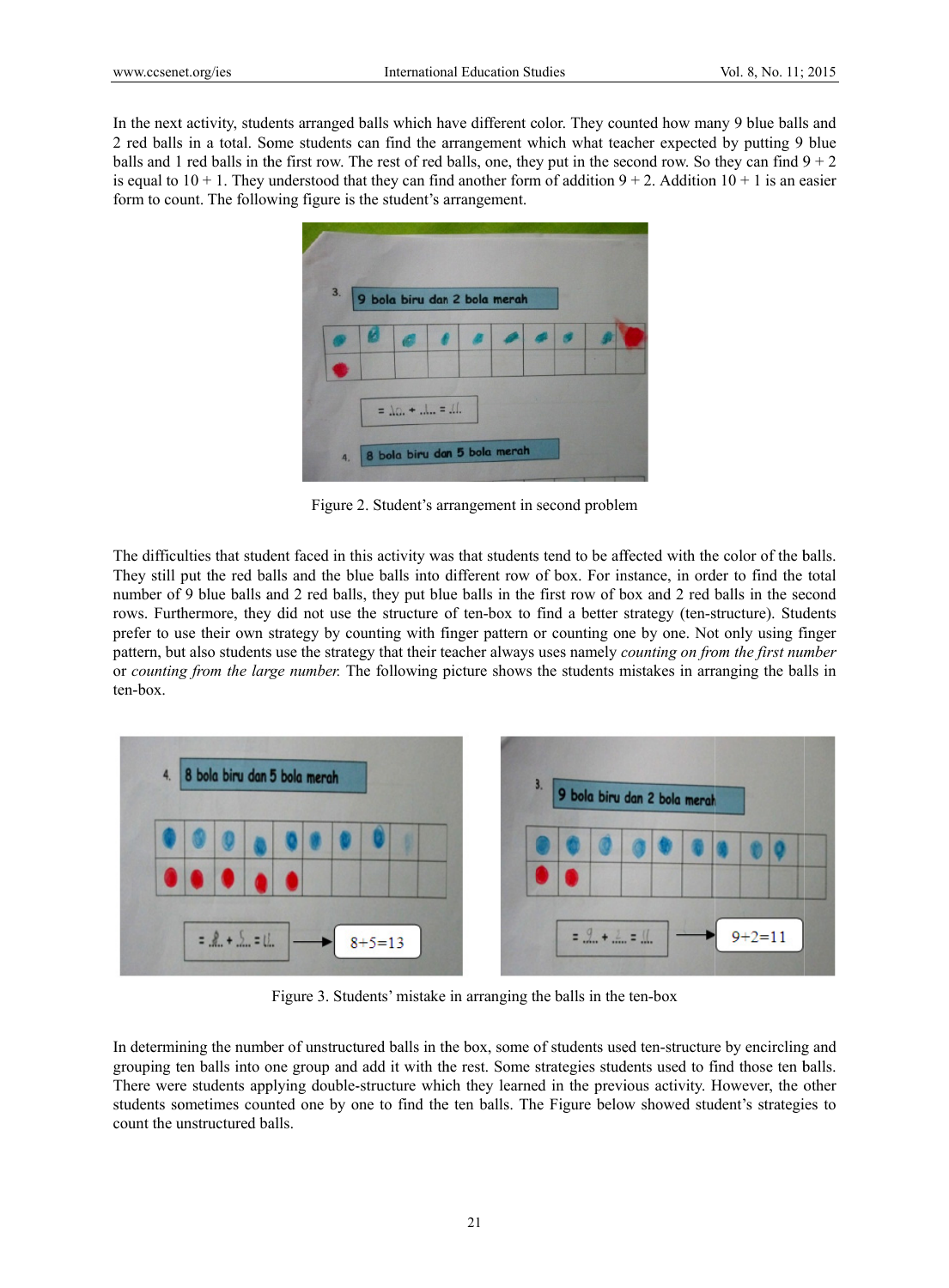In the next activity, students arranged balls which have different color. They counted how many 9 blue balls and 2 red balls in a total. Some students can find the arrangement which what teacher expected by putting 9 blue balls and 1 red balls in the first row. The rest of red balls, one, they put in the second row. So they can find 9 + 2 is equal to 10 + 1. They understood that they can find another form of addition 9 + 2. Addition 10 + 1 is an easier form to count. The following figure is the student's arrangement.

Figure 2. Student's arrangement in second problem

The difficulties that student faced in this activity was that students tend to be affected with the color of the balls. They still put the red balls and the blue balls into different row of box. For instance, in order to find the total number of 9 blue balls and 2 red balls, they put blue balls in the first row of box and 2 red balls in the second rows. Furthermore, they did not use the structure of ten-box to find a better strategy (ten-structure). Students prefer to use their own strategy by counting with finger pattern or counting one by one. Not only using finger pattern, but also students use the strategy that their teacher always uses namely *counting on from the first number* or *counting from the large number.* The following picture shows the students mistakes in arranging the balls in ten-box.

Figure 3. Students' mistake in arranging the balls in the ten-box

In determining the number of unstructured balls in the box, some of students used ten-structure by encircling and grouping ten balls into one group and add it with the rest. Some strategies students used to find those ten balls. There were students applying double-structure which they learned in the previous activity. However, the other students sometimes counted one by one to find the ten balls. The Figure below showed student's strategies to count the unstructured balls.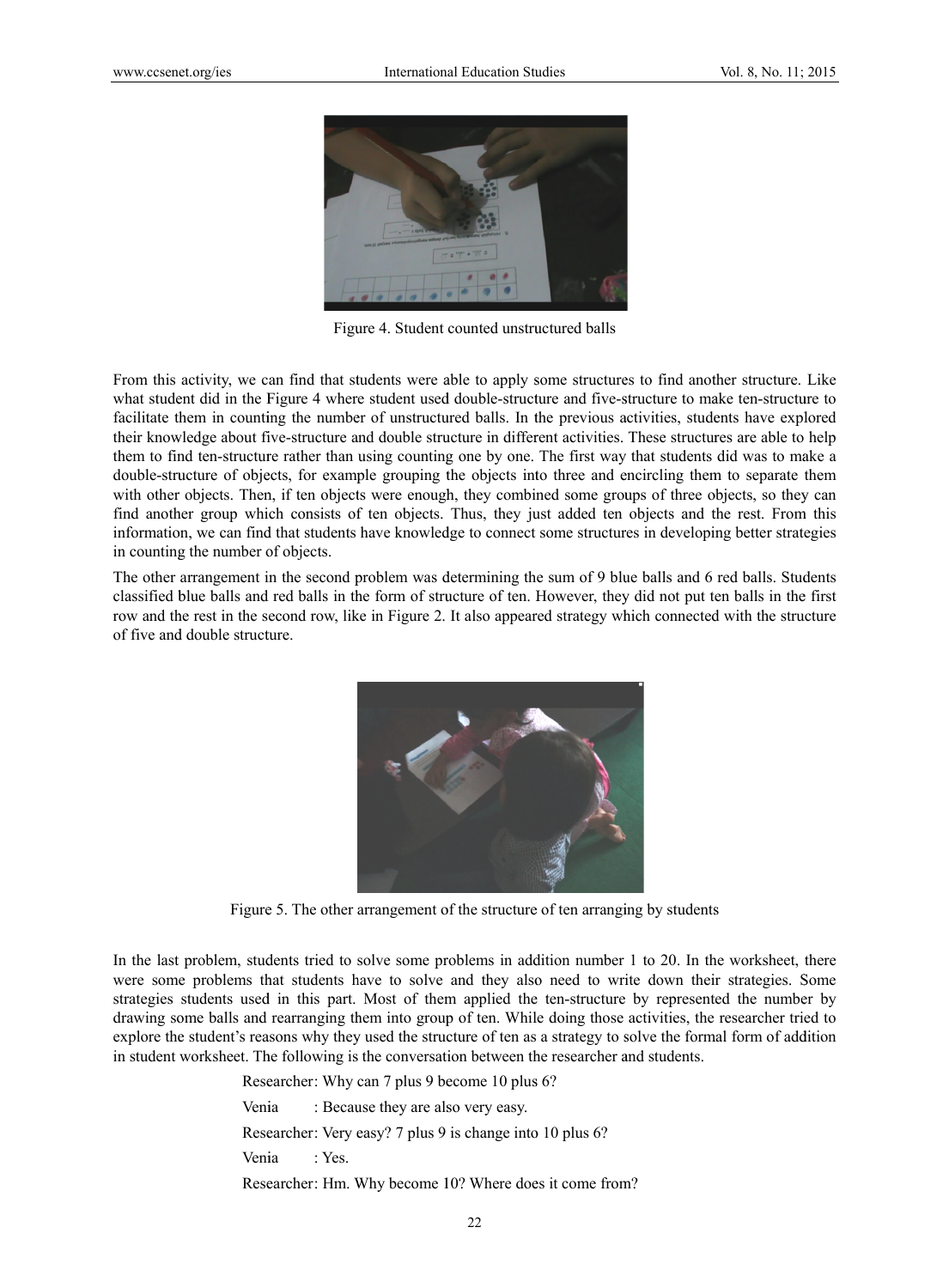Figure 4. Student counted unstructured balls

From this activity, we can find that students were able to apply some structures to find another structure. Like what student did in the Figure 4 where student used double-structure and five-structure to make ten-structure to facilitate them in counting the number of unstructured balls. In the previous activities, students have explored their knowledge about five-structure and double structure in different activities. These structures are able to help them to find ten-structure rather than using counting one by one. The first way that students did was to make a double-structure of objects, for example grouping the objects into three and encircling them to separate them with other objects. Then, if ten objects were enough, they combined some groups of three objects, so they can find another group which consists of ten objects. Thus, they just added ten objects and the rest. From this information, we can find that students have knowledge to connect some structures in developing better strategies in counting the number of objects.

The other arrangement in the second problem was determining the sum of 9 blue balls and 6 red balls. Students classified blue balls and red balls in the form of structure of ten. However, they did not put ten balls in the first row and the rest in the second row, like in Figure 2. It also appeared strategy which connected with the structure of five and double structure.

Figure 5. The other arrangement of the structure of ten arranging by students

In the last problem, students tried to solve some problems in addition number 1 to 20. In the worksheet, there were some problems that students have to solve and they also need to write down their strategies. Some strategies students used in this part. Most of them applied the ten-structure by represented the number by drawing some balls and rearranging them into group of ten. While doing those activities, the researcher tried to explore the student's reasons why they used the structure of ten as a strategy to solve the formal form of addition in student worksheet. The following is the conversation between the researcher and students.

Researcher: Why can 7 plus 9 become 10 plus 6?

Venia : Because they are also very easy.

Researcher: Very easy? 7 plus 9 is change into 10 plus 6?

Venia : Yes.

Researcher: Hm. Why become 10? Where does it come from?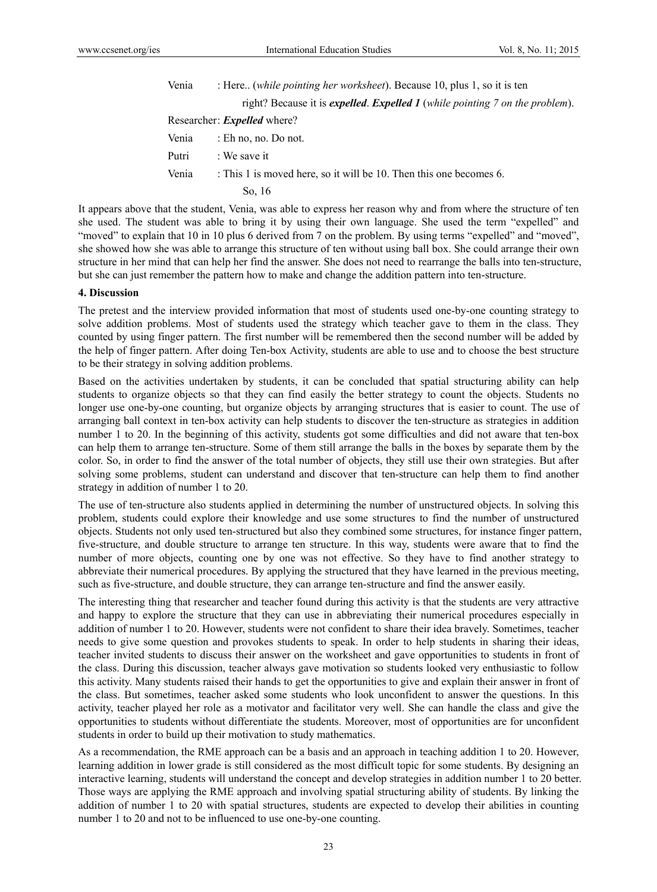Venia : Here.. (*while pointing her worksheet*). Because 10, plus 1, so it is ten right? Because it is ***expelled***. ***Expelled 1*** (*while pointing 7 on the problem*).

Researcher: ***Expelled*** where?

Venia : Eh no, no. Do not.

Putri : We save it

Venia : This 1 is moved here, so it will be 10. Then this one becomes 6. So, 16

It appears above that the student, Venia, was able to express her reason why and from where the structure of ten she used. The student was able to bring it by using their own language. She used the term "expelled" and "moved" to explain that 10 in 10 plus 6 derived from 7 on the problem. By using terms "expelled" and "moved", she showed how she was able to arrange this structure of ten without using ball box. She could arrange their own structure in her mind that can help her find the answer. She does not need to rearrange the balls into ten-structure, but she can just remember the pattern how to make and change the addition pattern into ten-structure.

## 4. Discussion

The pretest and the interview provided information that most of students used one-by-one counting strategy to solve addition problems. Most of students used the strategy which teacher gave to them in the class. They counted by using finger pattern. The first number will be remembered then the second number will be added by the help of finger pattern. After doing Ten-box Activity, students are able to use and to choose the best structure to be their strategy in solving addition problems.

Based on the activities undertaken by students, it can be concluded that spatial structuring ability can help students to organize objects so that they can find easily the better strategy to count the objects. Students no longer use one-by-one counting, but organize objects by arranging structures that is easier to count. The use of arranging ball context in ten-box activity can help students to discover the ten-structure as strategies in addition number 1 to 20. In the beginning of this activity, students got some difficulties and did not aware that ten-box can help them to arrange ten-structure. Some of them still arrange the balls in the boxes by separate them by the color. So, in order to find the answer of the total number of objects, they still use their own strategies. But after solving some problems, student can understand and discover that ten-structure can help them to find another strategy in addition of number 1 to 20.

The use of ten-structure also students applied in determining the number of unstructured objects. In solving this problem, students could explore their knowledge and use some structures to find the number of unstructured objects. Students not only used ten-structured but also they combined some structures, for instance finger pattern, five-structure, and double structure to arrange ten structure. In this way, students were aware that to find the number of more objects, counting one by one was not effective. So they have to find another strategy to abbreviate their numerical procedures. By applying the structured that they have learned in the previous meeting, such as five-structure, and double structure, they can arrange ten-structure and find the answer easily.

The interesting thing that researcher and teacher found during this activity is that the students are very attractive and happy to explore the structure that they can use in abbreviating their numerical procedures especially in addition of number 1 to 20. However, students were not confident to share their idea bravely. Sometimes, teacher needs to give some question and provokes students to speak. In order to help students in sharing their ideas, teacher invited students to discuss their answer on the worksheet and gave opportunities to students in front of the class. During this discussion, teacher always gave motivation so students looked very enthusiastic to follow this activity. Many students raised their hands to get the opportunities to give and explain their answer in front of the class. But sometimes, teacher asked some students who look unconfident to answer the questions. In this activity, teacher played her role as a motivator and facilitator very well. She can handle the class and give the opportunities to students without differentiate the students. Moreover, most of opportunities are for unconfident students in order to build up their motivation to study mathematics.

As a recommendation, the RME approach can be a basis and an approach in teaching addition 1 to 20. However, learning addition in lower grade is still considered as the most difficult topic for some students. By designing an interactive learning, students will understand the concept and develop strategies in addition number 1 to 20 better. Those ways are applying the RME approach and involving spatial structuring ability of students. By linking the addition of number 1 to 20 with spatial structures, students are expected to develop their abilities in counting number 1 to 20 and not to be influenced to use one-by-one counting.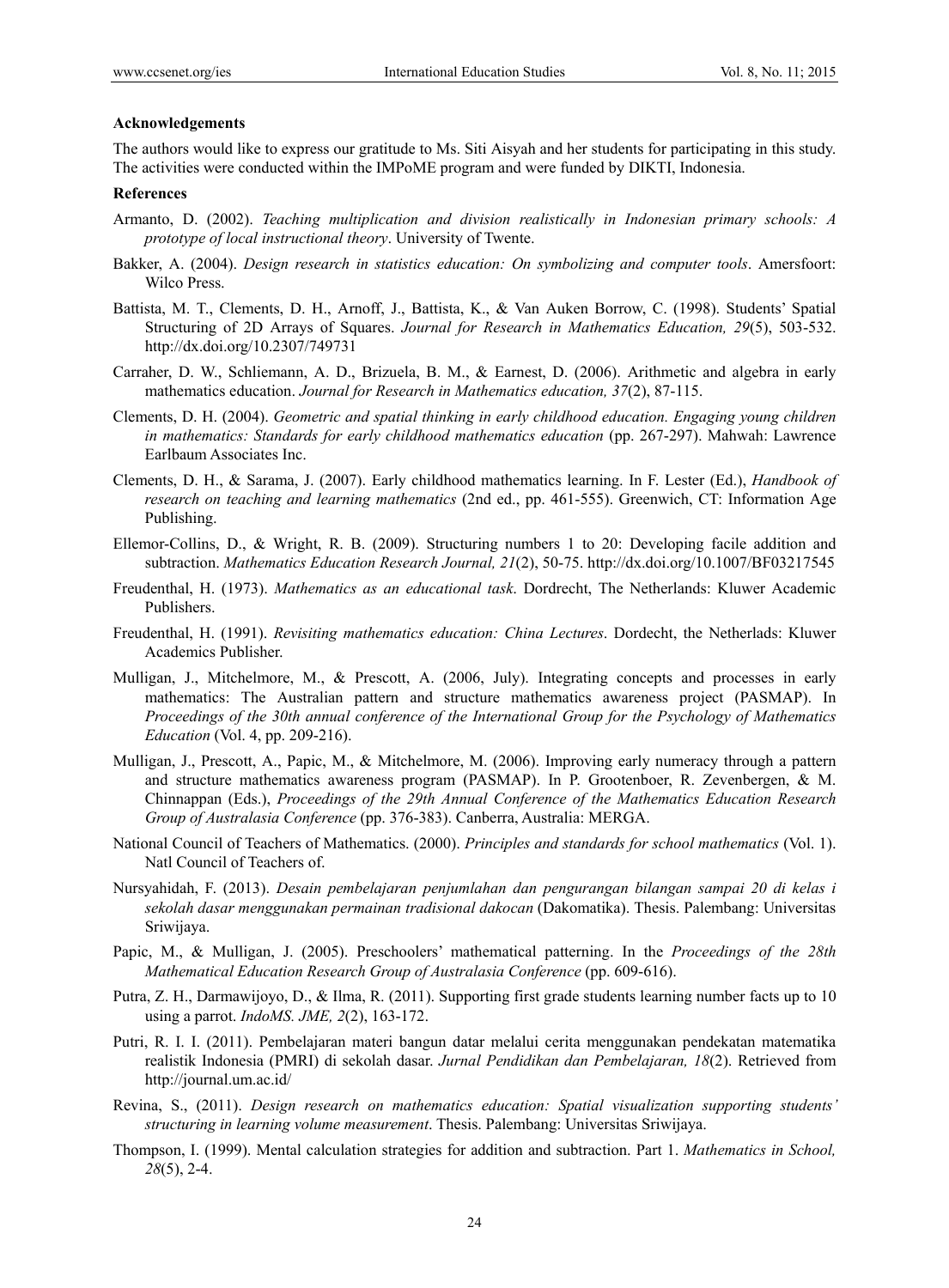**Acknowledgements**

The authors would like to express our gratitude to Ms. Siti Aisyah and her students for participating in this study. The activities were conducted within the IMPoME program and were funded by DIKTI, Indonesia.

**References**

Armanto, D. (2002). *Teaching multiplication and division realistically in Indonesian primary schools: A prototype of local instructional theory*. University of Twente.

Bakker, A. (2004). *Design research in statistics education: On symbolizing and computer tools*. Amersfoort: Wilco Press.

Battista, M. T., Clements, D. H., Arnoff, J., Battista, K., & Van Auken Borrow, C. (1998). Students' Spatial Structuring of 2D Arrays of Squares. *Journal for Research in Mathematics Education, 29*(5), 503-532. http://dx.doi.org/10.2307/749731

Carraher, D. W., Schliemann, A. D., Brizuela, B. M., & Earnest, D. (2006). Arithmetic and algebra in early mathematics education. *Journal for Research in Mathematics education, 37*(2), 87-115.

Clements, D. H. (2004). *Geometric and spatial thinking in early childhood education. Engaging young children in mathematics: Standards for early childhood mathematics education* (pp. 267-297). Mahwah: Lawrence Earlbaum Associates Inc.

Clements, D. H., & Sarama, J. (2007). Early childhood mathematics learning. In F. Lester (Ed.), *Handbook of research on teaching and learning mathematics* (2nd ed., pp. 461-555). Greenwich, CT: Information Age Publishing.

Ellemor-Collins, D., & Wright, R. B. (2009). Structuring numbers 1 to 20: Developing facile addition and subtraction. *Mathematics Education Research Journal, 21*(2), 50-75. http://dx.doi.org/10.1007/BF03217545

Freudenthal, H. (1973). *Mathematics as an educational task*. Dordrecht, The Netherlands: Kluwer Academic Publishers.

Freudenthal, H. (1991). *Revisiting mathematics education: China Lectures*. Dordecht, the Netherlads: Kluwer Academics Publisher.

Mulligan, J., Mitchelmore, M., & Prescott, A. (2006, July). Integrating concepts and processes in early mathematics: The Australian pattern and structure mathematics awareness project (PASMAP). In *Proceedings of the 30th annual conference of the International Group for the Psychology of Mathematics Education* (Vol. 4, pp. 209-216).

Mulligan, J., Prescott, A., Papic, M., & Mitchelmore, M. (2006). Improving early numeracy through a pattern and structure mathematics awareness program (PASMAP). In P. Grootenboer, R. Zevenbergen, & M. Chinnappan (Eds.), *Proceedings of the 29th Annual Conference of the Mathematics Education Research Group of Australasia Conference* (pp. 376-383). Canberra, Australia: MERGA.

National Council of Teachers of Mathematics. (2000). *Principles and standards for school mathematics* (Vol. 1). Natl Council of Teachers of.

Nursyahidah, F. (2013). *Desain pembelajaran penjumlahan dan pengurangan bilangan sampai 20 di kelas i sekolah dasar menggunakan permainan tradisional dakocan* (Dakomatika). Thesis. Palembang: Universitas Sriwijaya.

Papic, M., & Mulligan, J. (2005). Preschoolers' mathematical patterning. In the *Proceedings of the 28th Mathematical Education Research Group of Australasia Conference* (pp. 609-616).

Putra, Z. H., Darmawijoyo, D., & Ilma, R. (2011). Supporting first grade students learning number facts up to 10 using a parrot. *IndoMS. JME, 2*(2), 163-172.

Putri, R. I. I. (2011). Pembelajaran materi bangun datar melalui cerita menggunakan pendekatan matematika realistik Indonesia (PMRI) di sekolah dasar. *Jurnal Pendidikan dan Pembelajaran, 18*(2). Retrieved from http://journal.um.ac.id/

Revina, S., (2011). *Design research on mathematics education: Spatial visualization supporting students' structuring in learning volume measurement*. Thesis. Palembang: Universitas Sriwijaya.

Thompson, I. (1999). Mental calculation strategies for addition and subtraction. Part 1. *Mathematics in School, 28*(5), 2-4.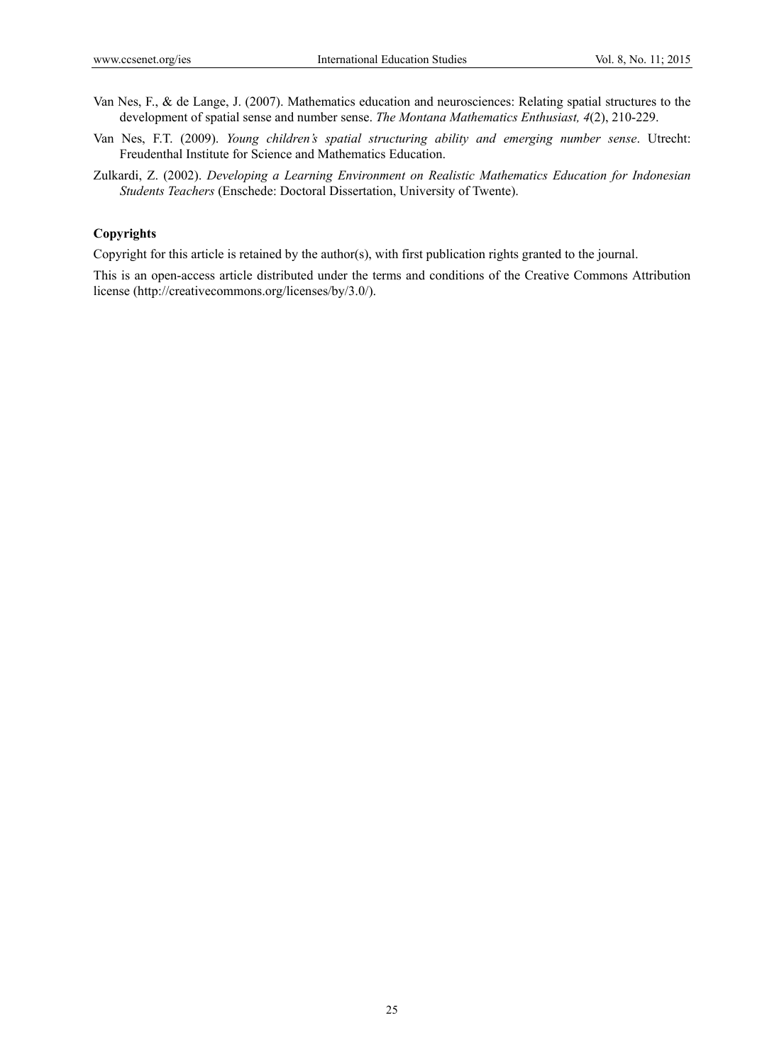Van Nes, F., & de Lange, J. (2007). Mathematics education and neurosciences: Relating spatial structures to the development of spatial sense and number sense. *The Montana Mathematics Enthusiast, 4*(2), 210-229.

Van Nes, F.T. (2009). *Young children's spatial structuring ability and emerging number sense*. Utrecht: Freudenthal Institute for Science and Mathematics Education.

Zulkardi, Z. (2002). *Developing a Learning Environment on Realistic Mathematics Education for Indonesian Students Teachers* (Enschede: Doctoral Dissertation, University of Twente).

**Copyrights**

Copyright for this article is retained by the author(s), with first publication rights granted to the journal.

This is an open-access article distributed under the terms and conditions of the Creative Commons Attribution license (http://creativecommons.org/licenses/by/3.0/).